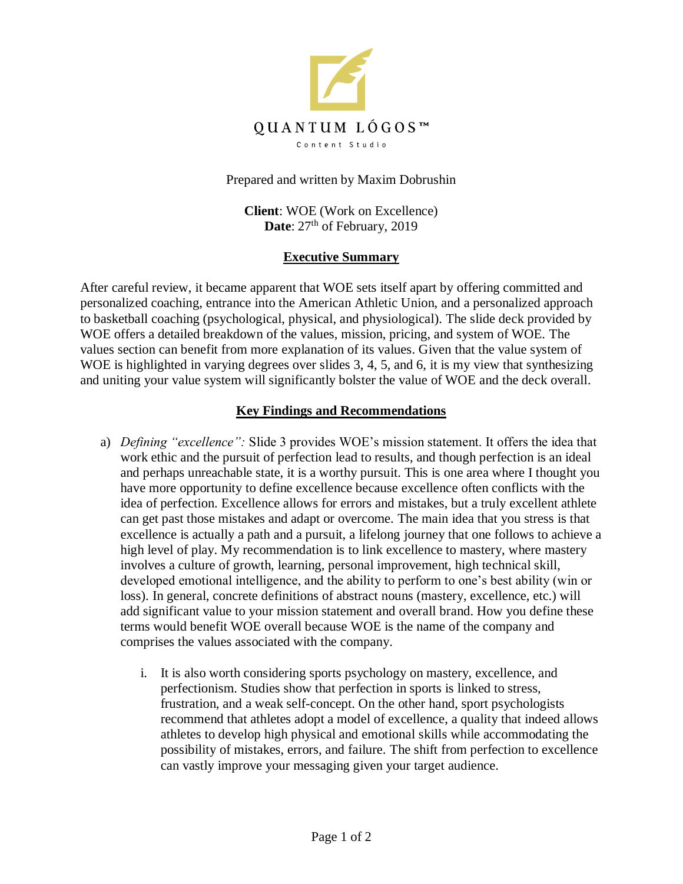QUANTUM LÓGOS™

Content Studio

Prepared and written by Maxim Dobrushin

**Client**: WOE (Work on Excellence)
**Date**: 27th of February, 2019

## Executive Summary

After careful review, it became apparent that WOE sets itself apart by offering committed and personalized coaching, entrance into the American Athletic Union, and a personalized approach to basketball coaching (psychological, physical, and physiological). The slide deck provided by WOE offers a detailed breakdown of the values, mission, pricing, and system of WOE. The values section can benefit from more explanation of its values. Given that the value system of WOE is highlighted in varying degrees over slides 3, 4, 5, and 6, it is my view that synthesizing and uniting your value system will significantly bolster the value of WOE and the deck overall.

## Key Findings and Recommendations

a) *Defining "excellence":* Slide 3 provides WOE's mission statement. It offers the idea that work ethic and the pursuit of perfection lead to results, and though perfection is an ideal and perhaps unreachable state, it is a worthy pursuit. This is one area where I thought you have more opportunity to define excellence because excellence often conflicts with the idea of perfection. Excellence allows for errors and mistakes, but a truly excellent athlete can get past those mistakes and adapt or overcome. The main idea that you stress is that excellence is actually a path and a pursuit, a lifelong journey that one follows to achieve a high level of play. My recommendation is to link excellence to mastery, where mastery involves a culture of growth, learning, personal improvement, high technical skill, developed emotional intelligence, and the ability to perform to one's best ability (win or loss). In general, concrete definitions of abstract nouns (mastery, excellence, etc.) will add significant value to your mission statement and overall brand. How you define these terms would benefit WOE overall because WOE is the name of the company and comprises the values associated with the company.

   i. It is also worth considering sports psychology on mastery, excellence, and perfectionism. Studies show that perfection in sports is linked to stress, frustration, and a weak self-concept. On the other hand, sport psychologists recommend that athletes adopt a model of excellence, a quality that indeed allows athletes to develop high physical and emotional skills while accommodating the possibility of mistakes, errors, and failure. The shift from perfection to excellence can vastly improve your messaging given your target audience.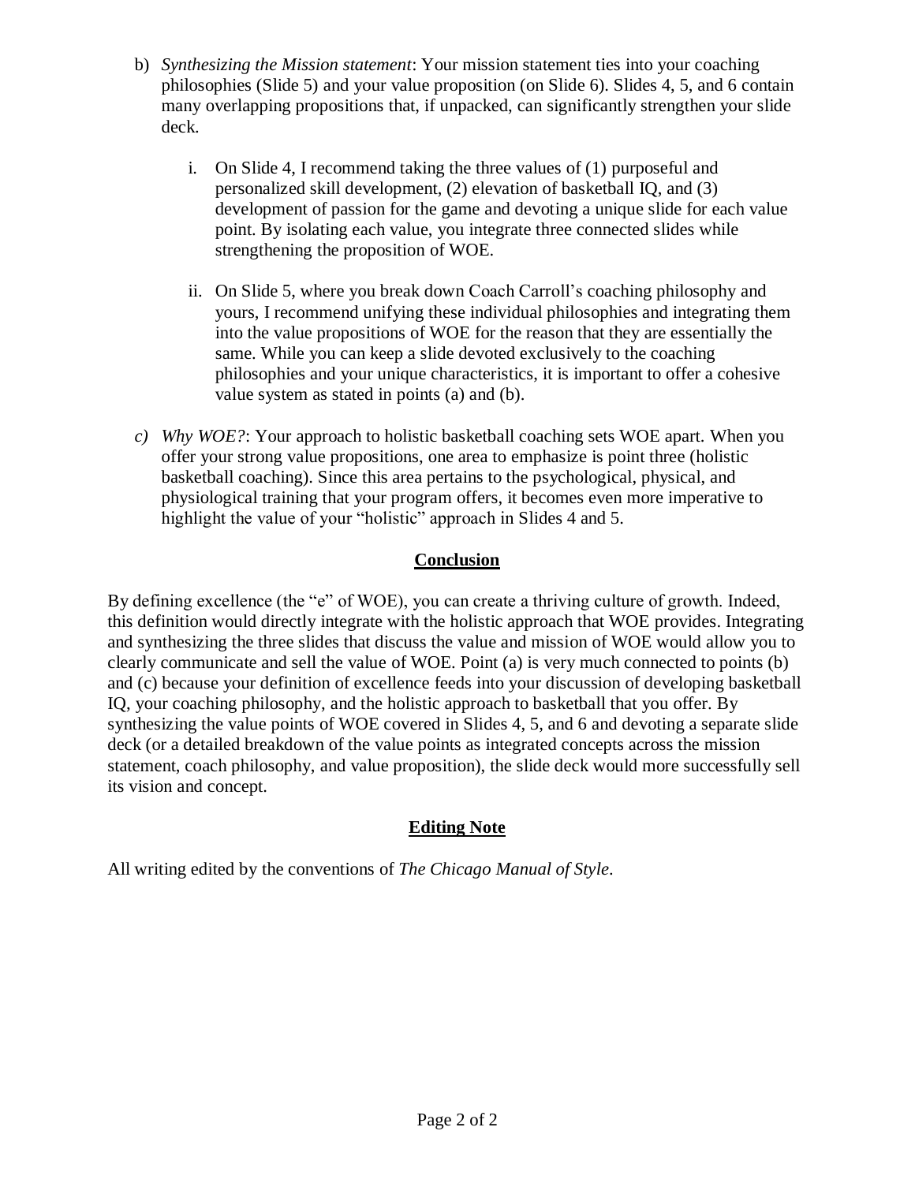b) *Synthesizing the Mission statement*: Your mission statement ties into your coaching philosophies (Slide 5) and your value proposition (on Slide 6). Slides 4, 5, and 6 contain many overlapping propositions that, if unpacked, can significantly strengthen your slide deck.

   i. On Slide 4, I recommend taking the three values of (1) purposeful and personalized skill development, (2) elevation of basketball IQ, and (3) development of passion for the game and devoting a unique slide for each value point. By isolating each value, you integrate three connected slides while strengthening the proposition of WOE.

   ii. On Slide 5, where you break down Coach Carroll's coaching philosophy and yours, I recommend unifying these individual philosophies and integrating them into the value propositions of WOE for the reason that they are essentially the same. While you can keep a slide devoted exclusively to the coaching philosophies and your unique characteristics, it is important to offer a cohesive value system as stated in points (a) and (b).

c) *Why WOE?*: Your approach to holistic basketball coaching sets WOE apart. When you offer your strong value propositions, one area to emphasize is point three (holistic basketball coaching). Since this area pertains to the psychological, physical, and physiological training that your program offers, it becomes even more imperative to highlight the value of your "holistic" approach in Slides 4 and 5.

## Conclusion

By defining excellence (the "e" of WOE), you can create a thriving culture of growth. Indeed, this definition would directly integrate with the holistic approach that WOE provides. Integrating and synthesizing the three slides that discuss the value and mission of WOE would allow you to clearly communicate and sell the value of WOE. Point (a) is very much connected to points (b) and (c) because your definition of excellence feeds into your discussion of developing basketball IQ, your coaching philosophy, and the holistic approach to basketball that you offer. By synthesizing the value points of WOE covered in Slides 4, 5, and 6 and devoting a separate slide deck (or a detailed breakdown of the value points as integrated concepts across the mission statement, coach philosophy, and value proposition), the slide deck would more successfully sell its vision and concept.

## Editing Note

All writing edited by the conventions of *The Chicago Manual of Style*.